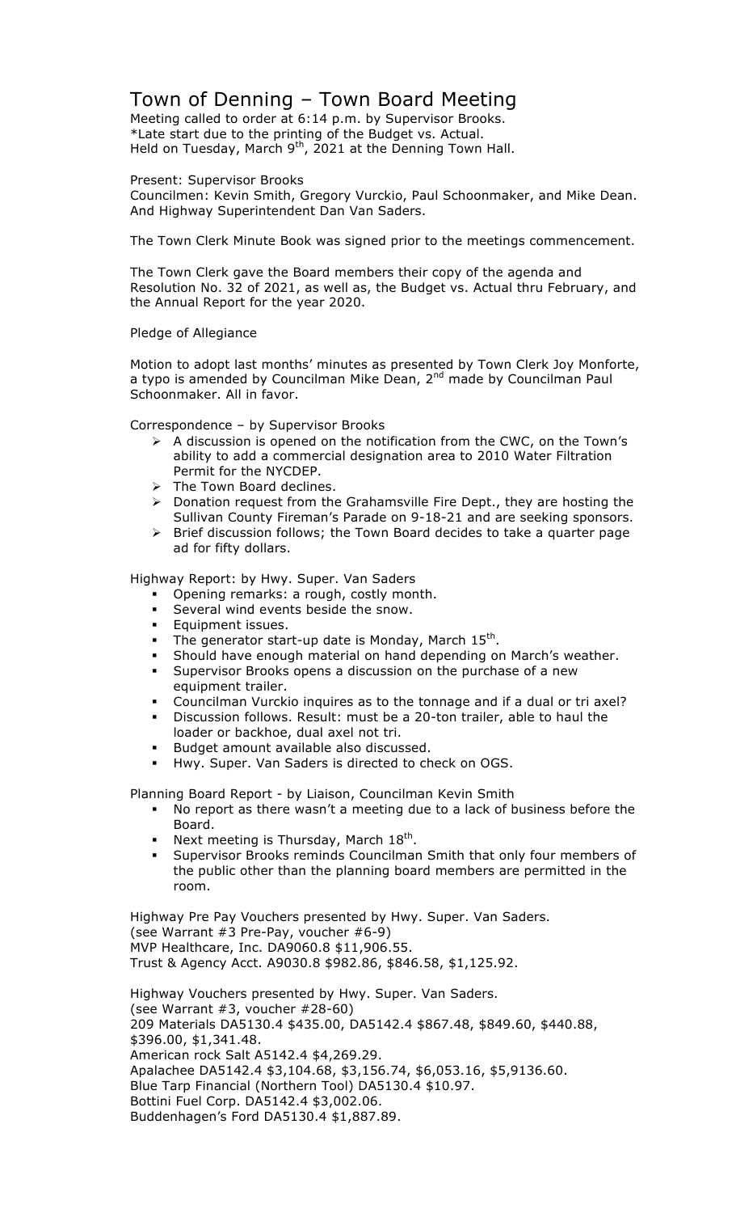# Town of Denning – Town Board Meeting

Meeting called to order at 6:14 p.m. by Supervisor Brooks.
*Late start due to the printing of the Budget vs. Actual.
Held on Tuesday, March 9th, 2021 at the Denning Town Hall.

Present: Supervisor Brooks
Councilmen: Kevin Smith, Gregory Vurckio, Paul Schoonmaker, and Mike Dean.
And Highway Superintendent Dan Van Saders.

The Town Clerk Minute Book was signed prior to the meetings commencement.

The Town Clerk gave the Board members their copy of the agenda and Resolution No. 32 of 2021, as well as, the Budget vs. Actual thru February, and the Annual Report for the year 2020.

Pledge of Allegiance

Motion to adopt last months' minutes as presented by Town Clerk Joy Monforte, a typo is amended by Councilman Mike Dean, 2nd made by Councilman Paul Schoonmaker. All in favor.

Correspondence – by Supervisor Brooks

- A discussion is opened on the notification from the CWC, on the Town's ability to add a commercial designation area to 2010 Water Filtration Permit for the NYCDEP.
- The Town Board declines.
- Donation request from the Grahamsville Fire Dept., they are hosting the Sullivan County Fireman's Parade on 9-18-21 and are seeking sponsors.
- Brief discussion follows; the Town Board decides to take a quarter page ad for fifty dollars.

Highway Report: by Hwy. Super. Van Saders

- Opening remarks: a rough, costly month.
- Several wind events beside the snow.
- Equipment issues.
- The generator start-up date is Monday, March 15th.
- Should have enough material on hand depending on March's weather.
- Supervisor Brooks opens a discussion on the purchase of a new equipment trailer.
- Councilman Vurckio inquires as to the tonnage and if a dual or tri axel?
- Discussion follows. Result: must be a 20-ton trailer, able to haul the loader or backhoe, dual axel not tri.
- Budget amount available also discussed.
- Hwy. Super. Van Saders is directed to check on OGS.

Planning Board Report - by Liaison, Councilman Kevin Smith

- No report as there wasn't a meeting due to a lack of business before the Board.
- Next meeting is Thursday, March 18th.
- Supervisor Brooks reminds Councilman Smith that only four members of the public other than the planning board members are permitted in the room.

Highway Pre Pay Vouchers presented by Hwy. Super. Van Saders.
(see Warrant #3 Pre-Pay, voucher #6-9)
MVP Healthcare, Inc. DA9060.8 $11,906.55.
Trust & Agency Acct. A9030.8 $982.86, $846.58, $1,125.92.

Highway Vouchers presented by Hwy. Super. Van Saders.
(see Warrant #3, voucher #28-60)
209 Materials DA5130.4 $435.00, DA5142.4 $867.48, $849.60, $440.88, $396.00, $1,341.48.
American rock Salt A5142.4 $4,269.29.
Apalachee DA5142.4 $3,104.68, $3,156.74, $6,053.16, $5,9136.60.
Blue Tarp Financial (Northern Tool) DA5130.4 $10.97.
Bottini Fuel Corp. DA5142.4 $3,002.06.
Buddenhagen's Ford DA5130.4 $1,887.89.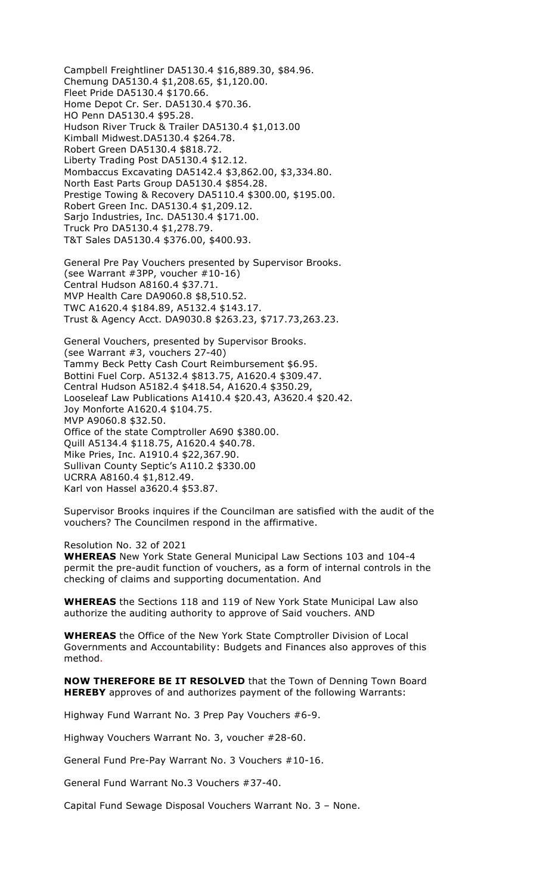Campbell Freightliner DA5130.4 $16,889.30, $84.96.
Chemung DA5130.4 $1,208.65, $1,120.00.
Fleet Pride DA5130.4 $170.66.
Home Depot Cr. Ser. DA5130.4 $70.36.
HO Penn DA5130.4 $95.28.
Hudson River Truck & Trailer DA5130.4 $1,013.00
Kimball Midwest.DA5130.4 $264.78.
Robert Green DA5130.4 $818.72.
Liberty Trading Post DA5130.4 $12.12.
Mombaccus Excavating DA5142.4 $3,862.00, $3,334.80.
North East Parts Group DA5130.4 $854.28.
Prestige Towing & Recovery DA5110.4 $300.00, $195.00.
Robert Green Inc. DA5130.4 $1,209.12.
Sarjo Industries, Inc. DA5130.4 $171.00.
Truck Pro DA5130.4 $1,278.79.
T&T Sales DA5130.4 $376.00, $400.93.

General Pre Pay Vouchers presented by Supervisor Brooks.
(see Warrant #3PP, voucher #10-16)
Central Hudson A8160.4 $37.71.
MVP Health Care DA9060.8 $8,510.52.
TWC A1620.4 $184.89, A5132.4 $143.17.
Trust & Agency Acct. DA9030.8 $263.23, $717.73,263.23.

General Vouchers, presented by Supervisor Brooks.
(see Warrant #3, vouchers 27-40)
Tammy Beck Petty Cash Court Reimbursement $6.95.
Bottini Fuel Corp. A5132.4 $813.75, A1620.4 $309.47.
Central Hudson A5182.4 $418.54, A1620.4 $350.29,
Looseleaf Law Publications A1410.4 $20.43, A3620.4 $20.42.
Joy Monforte A1620.4 $104.75.
MVP A9060.8 $32.50.
Office of the state Comptroller A690 $380.00.
Quill A5134.4 $118.75, A1620.4 $40.78.
Mike Pries, Inc. A1910.4 $22,367.90.
Sullivan County Septic's A110.2 $330.00
UCRRA A8160.4 $1,812.49.
Karl von Hassel a3620.4 $53.87.

Supervisor Brooks inquires if the Councilman are satisfied with the audit of the vouchers? The Councilmen respond in the affirmative.

Resolution No. 32 of 2021

**WHEREAS** New York State General Municipal Law Sections 103 and 104-4 permit the pre-audit function of vouchers, as a form of internal controls in the checking of claims and supporting documentation. And

**WHEREAS** the Sections 118 and 119 of New York State Municipal Law also authorize the auditing authority to approve of Said vouchers. AND

**WHEREAS** the Office of the New York State Comptroller Division of Local Governments and Accountability: Budgets and Finances also approves of this method.

**NOW THEREFORE BE IT RESOLVED** that the Town of Denning Town Board **HEREBY** approves of and authorizes payment of the following Warrants:

Highway Fund Warrant No. 3 Prep Pay Vouchers #6-9.

Highway Vouchers Warrant No. 3, voucher #28-60.

General Fund Pre-Pay Warrant No. 3 Vouchers #10-16.

General Fund Warrant No.3 Vouchers #37-40.

Capital Fund Sewage Disposal Vouchers Warrant No. 3 – None.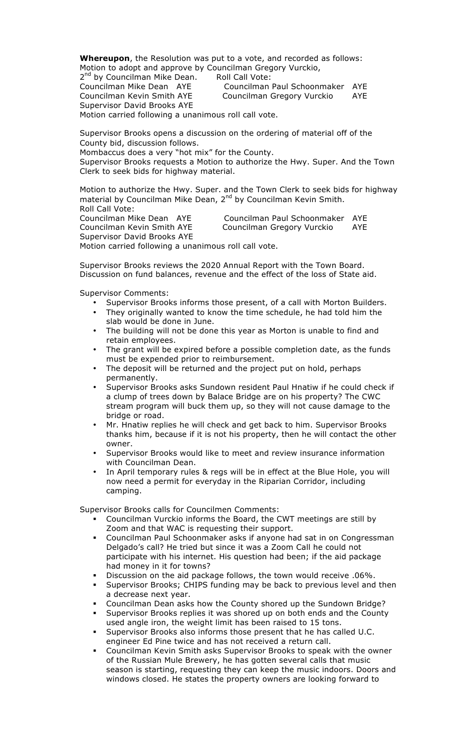**Whereupon**, the Resolution was put to a vote, and recorded as follows:
Motion to adopt and approve by Councilman Gregory Vurckio,
2nd by Councilman Mike Dean. Roll Call Vote:

Councilman Mike Dean AYE Councilman Paul Schoonmaker AYE
Councilman Kevin Smith AYE Councilman Gregory Vurckio AYE
Supervisor David Brooks AYE

Motion carried following a unanimous roll call vote.

Supervisor Brooks opens a discussion on the ordering of material off of the County bid, discussion follows.
Mombaccus does a very "hot mix" for the County.
Supervisor Brooks requests a Motion to authorize the Hwy. Super. And the Town Clerk to seek bids for highway material.

Motion to authorize the Hwy. Super. and the Town Clerk to seek bids for highway material by Councilman Mike Dean, 2nd by Councilman Kevin Smith.
Roll Call Vote:

Councilman Mike Dean AYE Councilman Paul Schoonmaker AYE
Councilman Kevin Smith AYE Councilman Gregory Vurckio AYE
Supervisor David Brooks AYE

Motion carried following a unanimous roll call vote.

Supervisor Brooks reviews the 2020 Annual Report with the Town Board.
Discussion on fund balances, revenue and the effect of the loss of State aid.

Supervisor Comments:

- Supervisor Brooks informs those present, of a call with Morton Builders.
- They originally wanted to know the time schedule, he had told him the slab would be done in June.
- The building will not be done this year as Morton is unable to find and retain employees.
- The grant will be expired before a possible completion date, as the funds must be expended prior to reimbursement.
- The deposit will be returned and the project put on hold, perhaps permanently.
- Supervisor Brooks asks Sundown resident Paul Hnatiw if he could check if a clump of trees down by Balace Bridge are on his property? The CWC stream program will buck them up, so they will not cause damage to the bridge or road.
- Mr. Hnatiw replies he will check and get back to him. Supervisor Brooks thanks him, because if it is not his property, then he will contact the other owner.
- Supervisor Brooks would like to meet and review insurance information with Councilman Dean.
- In April temporary rules & regs will be in effect at the Blue Hole, you will now need a permit for everyday in the Riparian Corridor, including camping.

Supervisor Brooks calls for Councilmen Comments:

- Councilman Vurckio informs the Board, the CWT meetings are still by Zoom and that WAC is requesting their support.
- Councilman Paul Schoonmaker asks if anyone had sat in on Congressman Delgado's call? He tried but since it was a Zoom Call he could not participate with his internet. His question had been; if the aid package had money in it for towns?
- Discussion on the aid package follows, the town would receive .06%.
- Supervisor Brooks; CHIPS funding may be back to previous level and then a decrease next year.
- Councilman Dean asks how the County shored up the Sundown Bridge?
- Supervisor Brooks replies it was shored up on both ends and the County used angle iron, the weight limit has been raised to 15 tons.
- Supervisor Brooks also informs those present that he has called U.C. engineer Ed Pine twice and has not received a return call.
- Councilman Kevin Smith asks Supervisor Brooks to speak with the owner of the Russian Mule Brewery, he has gotten several calls that music season is starting, requesting they can keep the music indoors. Doors and windows closed. He states the property owners are looking forward to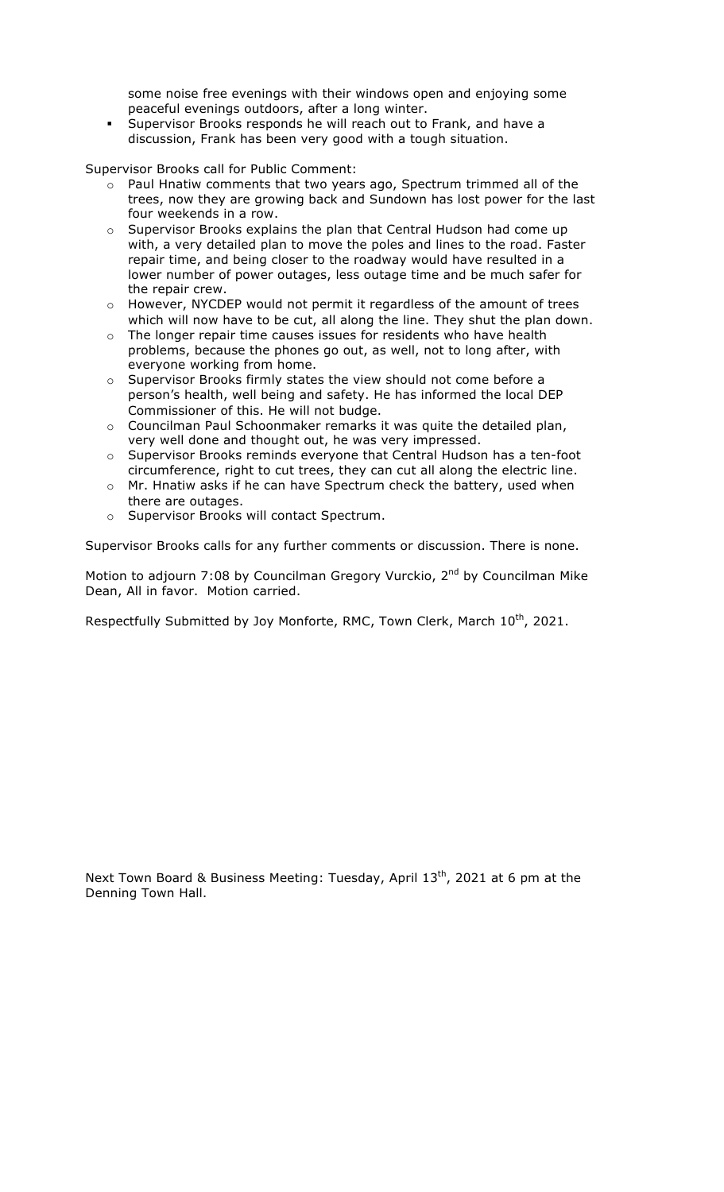some noise free evenings with their windows open and enjoying some peaceful evenings outdoors, after a long winter.

- Supervisor Brooks responds he will reach out to Frank, and have a discussion, Frank has been very good with a tough situation.

Supervisor Brooks call for Public Comment:

- Paul Hnatiw comments that two years ago, Spectrum trimmed all of the trees, now they are growing back and Sundown has lost power for the last four weekends in a row.
- Supervisor Brooks explains the plan that Central Hudson had come up with, a very detailed plan to move the poles and lines to the road. Faster repair time, and being closer to the roadway would have resulted in a lower number of power outages, less outage time and be much safer for the repair crew.
- However, NYCDEP would not permit it regardless of the amount of trees which will now have to be cut, all along the line. They shut the plan down.
- The longer repair time causes issues for residents who have health problems, because the phones go out, as well, not to long after, with everyone working from home.
- Supervisor Brooks firmly states the view should not come before a person's health, well being and safety. He has informed the local DEP Commissioner of this. He will not budge.
- Councilman Paul Schoonmaker remarks it was quite the detailed plan, very well done and thought out, he was very impressed.
- Supervisor Brooks reminds everyone that Central Hudson has a ten-foot circumference, right to cut trees, they can cut all along the electric line.
- Mr. Hnatiw asks if he can have Spectrum check the battery, used when there are outages.
- Supervisor Brooks will contact Spectrum.

Supervisor Brooks calls for any further comments or discussion. There is none.

Motion to adjourn 7:08 by Councilman Gregory Vurckio, 2nd by Councilman Mike Dean, All in favor. Motion carried.

Respectfully Submitted by Joy Monforte, RMC, Town Clerk, March 10th, 2021.

Next Town Board & Business Meeting: Tuesday, April 13th, 2021 at 6 pm at the Denning Town Hall.